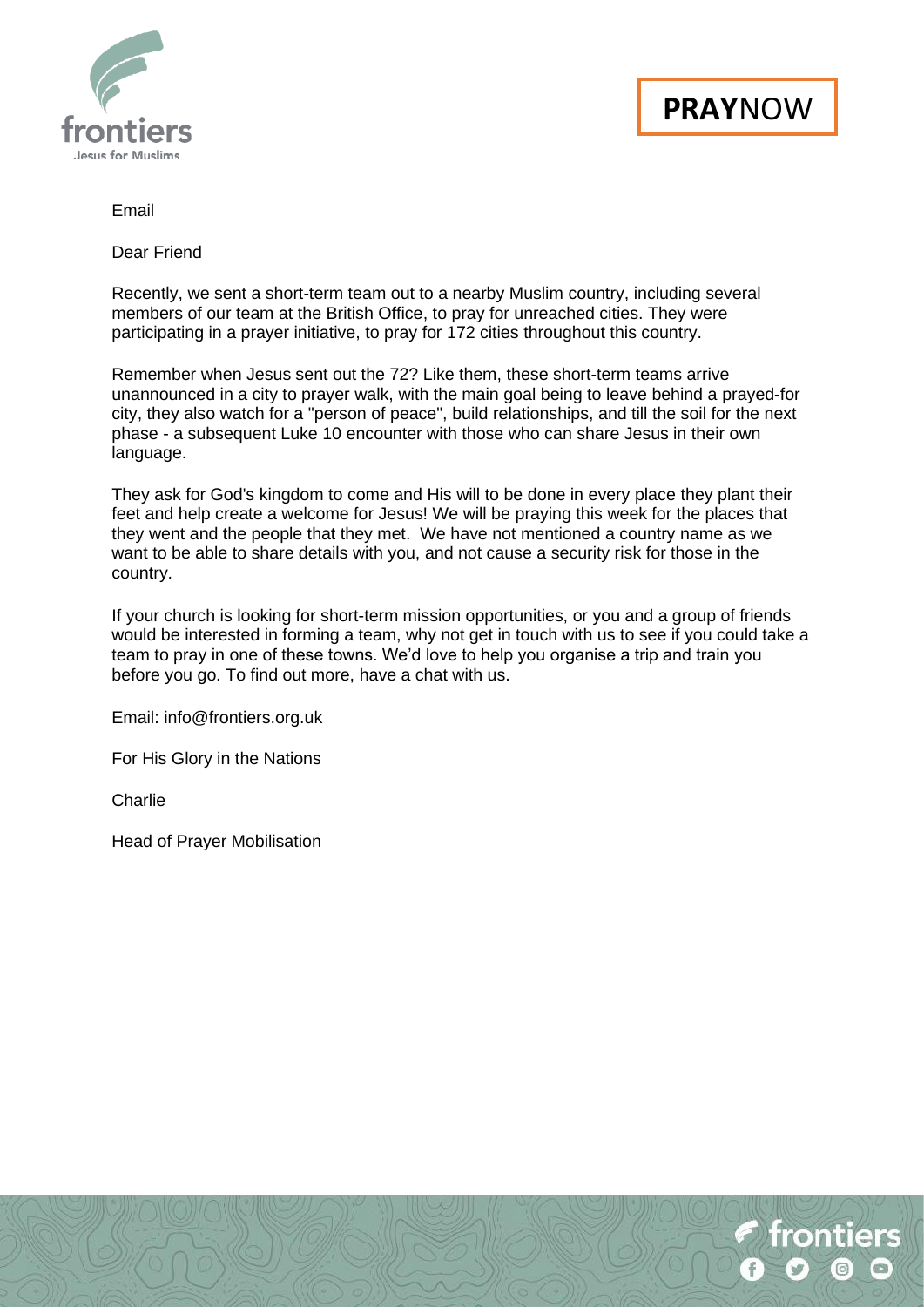**PRAY**NOW

Email

Dear Friend

Recently, we sent a short-term team out to a nearby Muslim country, including several members of our team at the British Office, to pray for unreached cities. They were participating in a prayer initiative, to pray for 172 cities throughout this country.

Remember when Jesus sent out the 72? Like them, these short-term teams arrive unannounced in a city to prayer walk, with the main goal being to leave behind a prayed-for city, they also watch for a "person of peace", build relationships, and till the soil for the next phase - a subsequent Luke 10 encounter with those who can share Jesus in their own language.

They ask for God's kingdom to come and His will to be done in every place they plant their feet and help create a welcome for Jesus! We will be praying this week for the places that they went and the people that they met. We have not mentioned a country name as we want to be able to share details with you, and not cause a security risk for those in the country.

If your church is looking for short-term mission opportunities, or you and a group of friends would be interested in forming a team, why not get in touch with us to see if you could take a team to pray in one of these towns. We'd love to help you organise a trip and train you before you go. To find out more, have a chat with us.

Email: info@frontiers.org.uk

For His Glory in the Nations

Charlie

Head of Prayer Mobilisation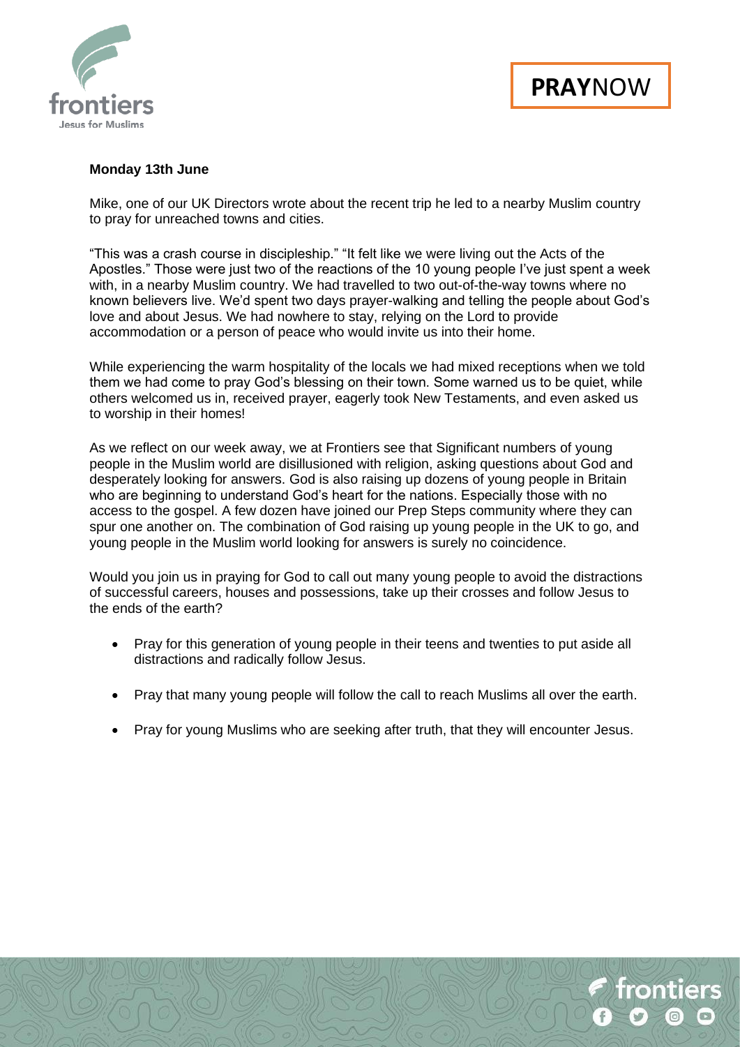**Monday 13th June**

Mike, one of our UK Directors wrote about the recent trip he led to a nearby Muslim country to pray for unreached towns and cities.

"This was a crash course in discipleship." "It felt like we were living out the Acts of the Apostles." Those were just two of the reactions of the 10 young people I've just spent a week with, in a nearby Muslim country. We had travelled to two out-of-the-way towns where no known believers live. We'd spent two days prayer-walking and telling the people about God's love and about Jesus. We had nowhere to stay, relying on the Lord to provide accommodation or a person of peace who would invite us into their home.

While experiencing the warm hospitality of the locals we had mixed receptions when we told them we had come to pray God's blessing on their town. Some warned us to be quiet, while others welcomed us in, received prayer, eagerly took New Testaments, and even asked us to worship in their homes!

As we reflect on our week away, we at Frontiers see that Significant numbers of young people in the Muslim world are disillusioned with religion, asking questions about God and desperately looking for answers. God is also raising up dozens of young people in Britain who are beginning to understand God's heart for the nations. Especially those with no access to the gospel. A few dozen have joined our Prep Steps community where they can spur one another on. The combination of God raising up young people in the UK to go, and young people in the Muslim world looking for answers is surely no coincidence.

Would you join us in praying for God to call out many young people to avoid the distractions of successful careers, houses and possessions, take up their crosses and follow Jesus to the ends of the earth?

- Pray for this generation of young people in their teens and twenties to put aside all distractions and radically follow Jesus.
- Pray that many young people will follow the call to reach Muslims all over the earth.
- Pray for young Muslims who are seeking after truth, that they will encounter Jesus.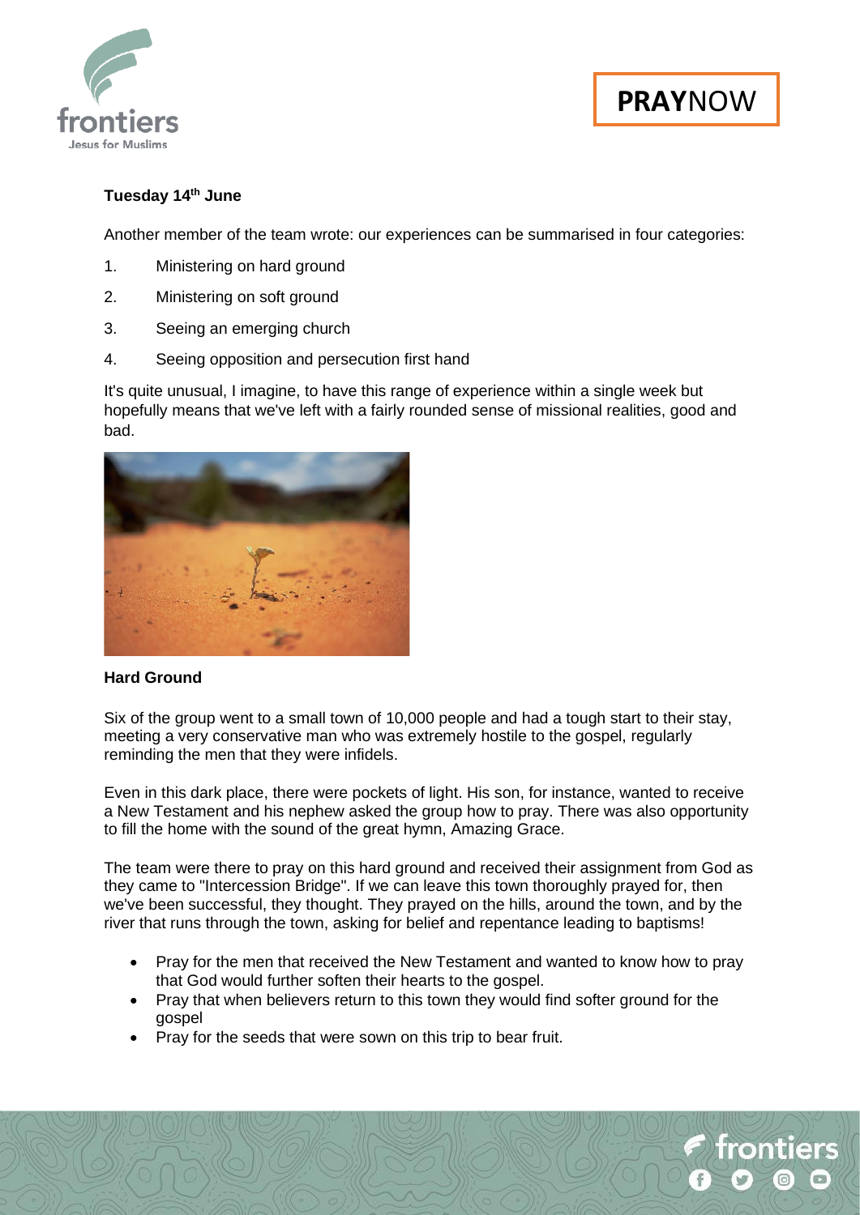**Tuesday 14th June**

Another member of the team wrote: our experiences can be summarised in four categories:

1. Ministering on hard ground
2. Ministering on soft ground
3. Seeing an emerging church
4. Seeing opposition and persecution first hand

It's quite unusual, I imagine, to have this range of experience within a single week but hopefully means that we've left with a fairly rounded sense of missional realities, good and bad.

**Hard Ground**

Six of the group went to a small town of 10,000 people and had a tough start to their stay, meeting a very conservative man who was extremely hostile to the gospel, regularly reminding the men that they were infidels.

Even in this dark place, there were pockets of light. His son, for instance, wanted to receive a New Testament and his nephew asked the group how to pray. There was also opportunity to fill the home with the sound of the great hymn, Amazing Grace.

The team were there to pray on this hard ground and received their assignment from God as they came to "Intercession Bridge". If we can leave this town thoroughly prayed for, then we've been successful, they thought. They prayed on the hills, around the town, and by the river that runs through the town, asking for belief and repentance leading to baptisms!

- Pray for the men that received the New Testament and wanted to know how to pray that God would further soften their hearts to the gospel.
- Pray that when believers return to this town they would find softer ground for the gospel
- Pray for the seeds that were sown on this trip to bear fruit.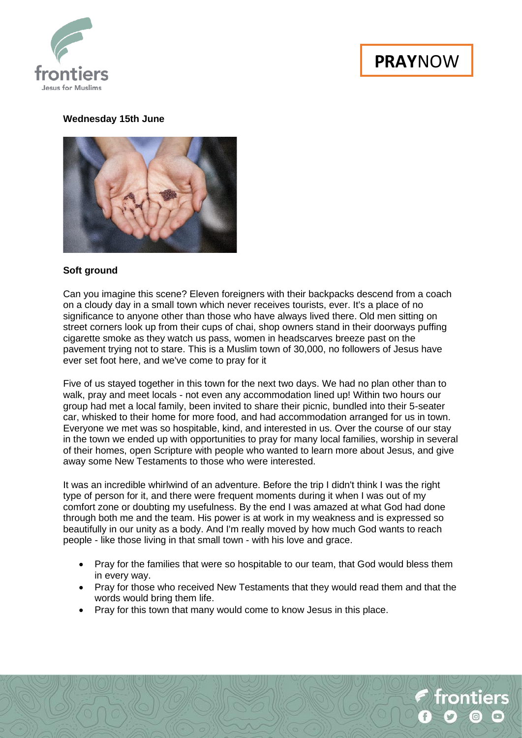**Wednesday 15th June**

**Soft ground**

Can you imagine this scene? Eleven foreigners with their backpacks descend from a coach on a cloudy day in a small town which never receives tourists, ever. It's a place of no significance to anyone other than those who have always lived there. Old men sitting on street corners look up from their cups of chai, shop owners stand in their doorways puffing cigarette smoke as they watch us pass, women in headscarves breeze past on the pavement trying not to stare. This is a Muslim town of 30,000, no followers of Jesus have ever set foot here, and we've come to pray for it

Five of us stayed together in this town for the next two days. We had no plan other than to walk, pray and meet locals - not even any accommodation lined up! Within two hours our group had met a local family, been invited to share their picnic, bundled into their 5-seater car, whisked to their home for more food, and had accommodation arranged for us in town. Everyone we met was so hospitable, kind, and interested in us. Over the course of our stay in the town we ended up with opportunities to pray for many local families, worship in several of their homes, open Scripture with people who wanted to learn more about Jesus, and give away some New Testaments to those who were interested.

It was an incredible whirlwind of an adventure. Before the trip I didn't think I was the right type of person for it, and there were frequent moments during it when I was out of my comfort zone or doubting my usefulness. By the end I was amazed at what God had done through both me and the team. His power is at work in my weakness and is expressed so beautifully in our unity as a body. And I'm really moved by how much God wants to reach people - like those living in that small town - with his love and grace.

- Pray for the families that were so hospitable to our team, that God would bless them in every way.
- Pray for those who received New Testaments that they would read them and that the words would bring them life.
- Pray for this town that many would come to know Jesus in this place.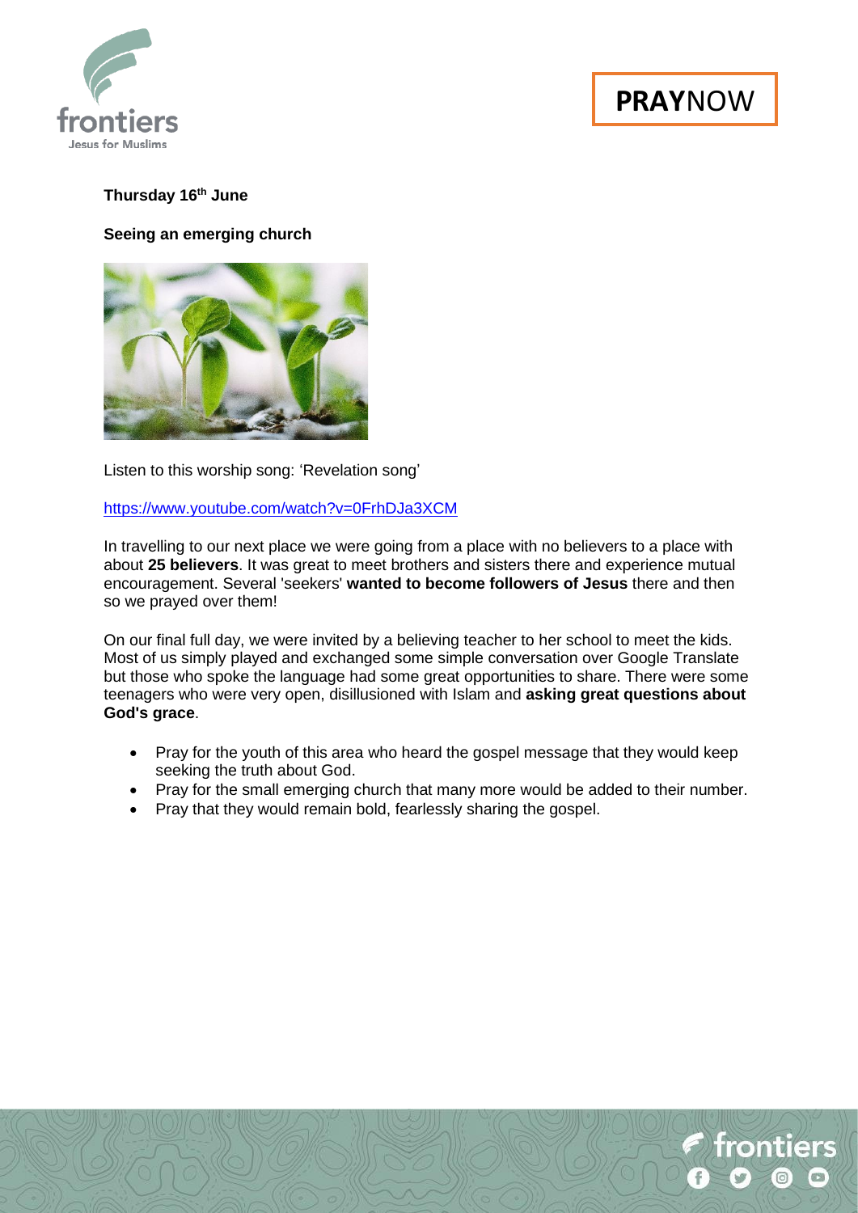**Thursday 16th June**

**Seeing an emerging church**

Listen to this worship song: 'Revelation song'

https://www.youtube.com/watch?v=0FrhDJa3XCM

In travelling to our next place we were going from a place with no believers to a place with about **25 believers**. It was great to meet brothers and sisters there and experience mutual encouragement. Several 'seekers' **wanted to become followers of Jesus** there and then so we prayed over them!

On our final full day, we were invited by a believing teacher to her school to meet the kids. Most of us simply played and exchanged some simple conversation over Google Translate but those who spoke the language had some great opportunities to share. There were some teenagers who were very open, disillusioned with Islam and **asking great questions about God's grace**.

- Pray for the youth of this area who heard the gospel message that they would keep seeking the truth about God.
- Pray for the small emerging church that many more would be added to their number.
- Pray that they would remain bold, fearlessly sharing the gospel.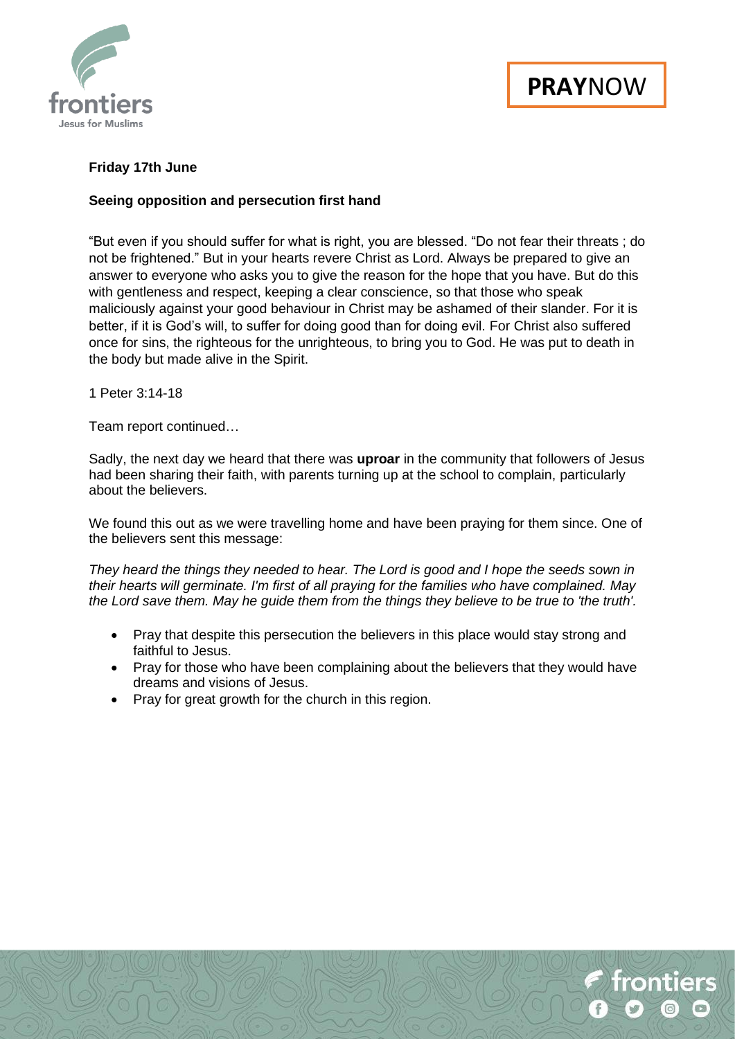**Friday 17th June**

**Seeing opposition and persecution first hand**

"But even if you should suffer for what is right, you are blessed. "Do not fear their threats ; do not be frightened." But in your hearts revere Christ as Lord. Always be prepared to give an answer to everyone who asks you to give the reason for the hope that you have. But do this with gentleness and respect, keeping a clear conscience, so that those who speak maliciously against your good behaviour in Christ may be ashamed of their slander. For it is better, if it is God's will, to suffer for doing good than for doing evil. For Christ also suffered once for sins, the righteous for the unrighteous, to bring you to God. He was put to death in the body but made alive in the Spirit.

1 Peter 3:14-18

Team report continued…

Sadly, the next day we heard that there was **uproar** in the community that followers of Jesus had been sharing their faith, with parents turning up at the school to complain, particularly about the believers.

We found this out as we were travelling home and have been praying for them since. One of the believers sent this message:

*They heard the things they needed to hear. The Lord is good and I hope the seeds sown in their hearts will germinate. I'm first of all praying for the families who have complained. May the Lord save them. May he guide them from the things they believe to be true to 'the truth'.*

- Pray that despite this persecution the believers in this place would stay strong and faithful to Jesus.
- Pray for those who have been complaining about the believers that they would have dreams and visions of Jesus.
- Pray for great growth for the church in this region.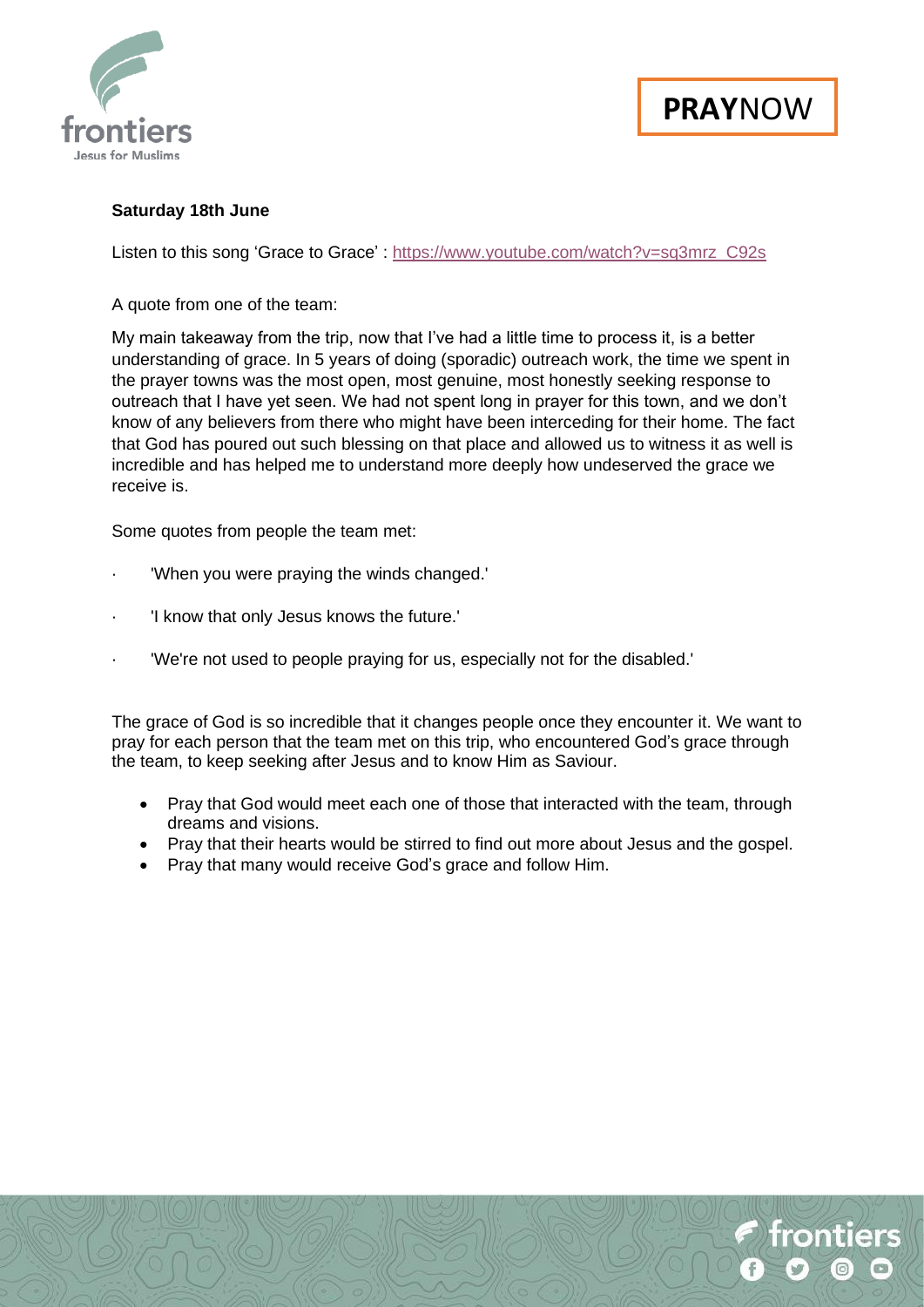**Saturday 18th June**

Listen to this song 'Grace to Grace' : https://www.youtube.com/watch?v=sq3mrz_C92s

A quote from one of the team:

My main takeaway from the trip, now that I've had a little time to process it, is a better understanding of grace. In 5 years of doing (sporadic) outreach work, the time we spent in the prayer towns was the most open, most genuine, most honestly seeking response to outreach that I have yet seen. We had not spent long in prayer for this town, and we don't know of any believers from there who might have been interceding for their home. The fact that God has poured out such blessing on that place and allowed us to witness it as well is incredible and has helped me to understand more deeply how undeserved the grace we receive is.

Some quotes from people the team met:

- 'When you were praying the winds changed.'
- 'I know that only Jesus knows the future.'
- 'We're not used to people praying for us, especially not for the disabled.'

The grace of God is so incredible that it changes people once they encounter it. We want to pray for each person that the team met on this trip, who encountered God's grace through the team, to keep seeking after Jesus and to know Him as Saviour.

- Pray that God would meet each one of those that interacted with the team, through dreams and visions.
- Pray that their hearts would be stirred to find out more about Jesus and the gospel.
- Pray that many would receive God's grace and follow Him.